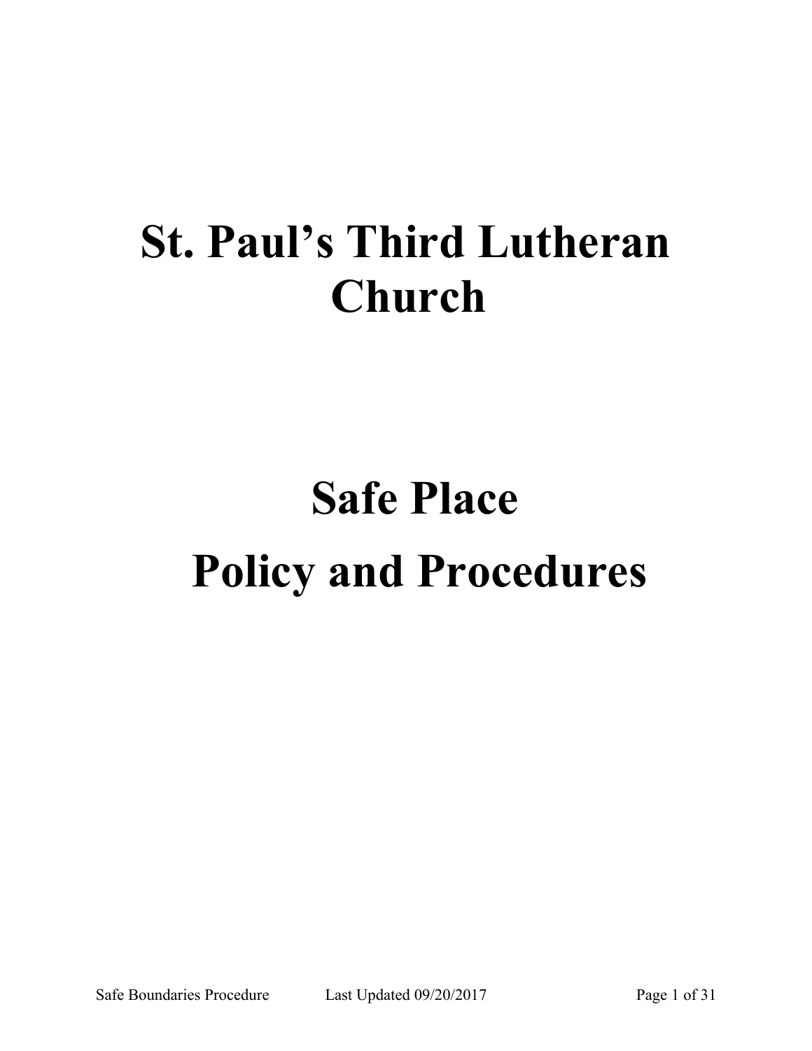# St. Paul's Third Lutheran Church

# Safe Place

# Policy and Procedures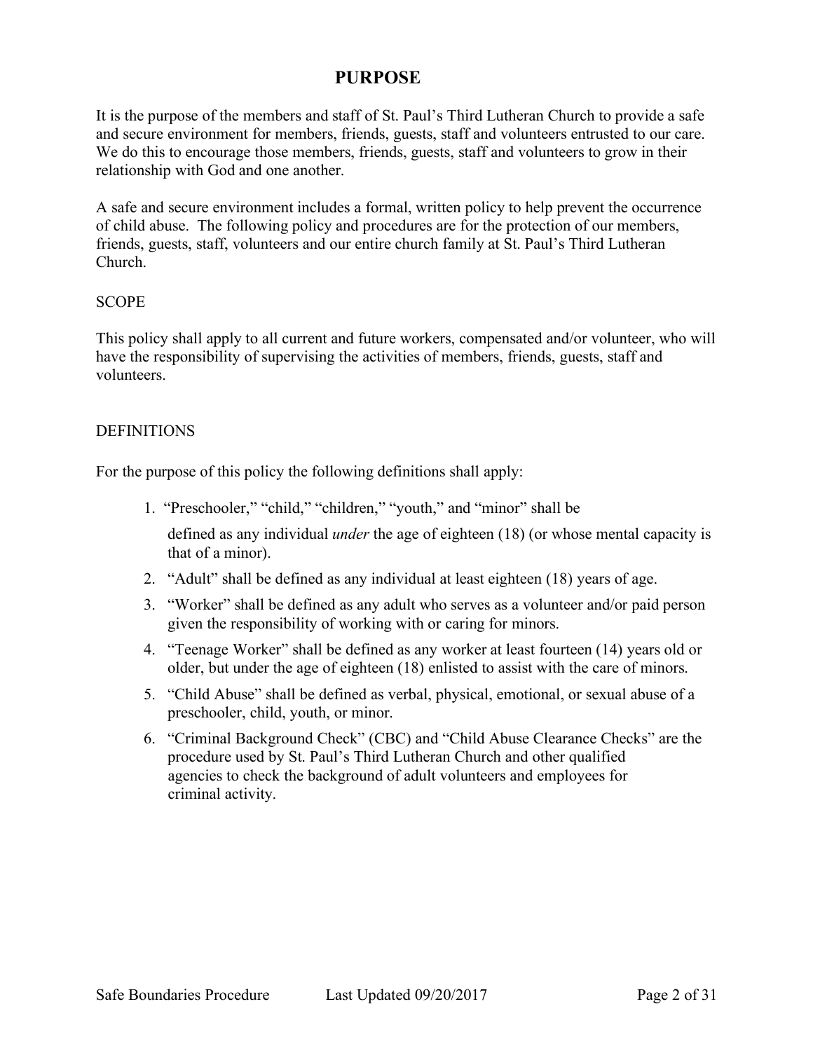# PURPOSE

It is the purpose of the members and staff of St. Paul's Third Lutheran Church to provide a safe and secure environment for members, friends, guests, staff and volunteers entrusted to our care. We do this to encourage those members, friends, guests, staff and volunteers to grow in their relationship with God and one another.

A safe and secure environment includes a formal, written policy to help prevent the occurrence of child abuse. The following policy and procedures are for the protection of our members, friends, guests, staff, volunteers and our entire church family at St. Paul's Third Lutheran Church.

## SCOPE

This policy shall apply to all current and future workers, compensated and/or volunteer, who will have the responsibility of supervising the activities of members, friends, guests, staff and volunteers.

## DEFINITIONS

For the purpose of this policy the following definitions shall apply:

1. "Preschooler," "child," "children," "youth," and "minor" shall be defined as any individual *under* the age of eighteen (18) (or whose mental capacity is that of a minor).
2. "Adult" shall be defined as any individual at least eighteen (18) years of age.
3. "Worker" shall be defined as any adult who serves as a volunteer and/or paid person given the responsibility of working with or caring for minors.
4. "Teenage Worker" shall be defined as any worker at least fourteen (14) years old or older, but under the age of eighteen (18) enlisted to assist with the care of minors.
5. "Child Abuse" shall be defined as verbal, physical, emotional, or sexual abuse of a preschooler, child, youth, or minor.
6. "Criminal Background Check" (CBC) and "Child Abuse Clearance Checks" are the procedure used by St. Paul's Third Lutheran Church and other qualified agencies to check the background of adult volunteers and employees for criminal activity.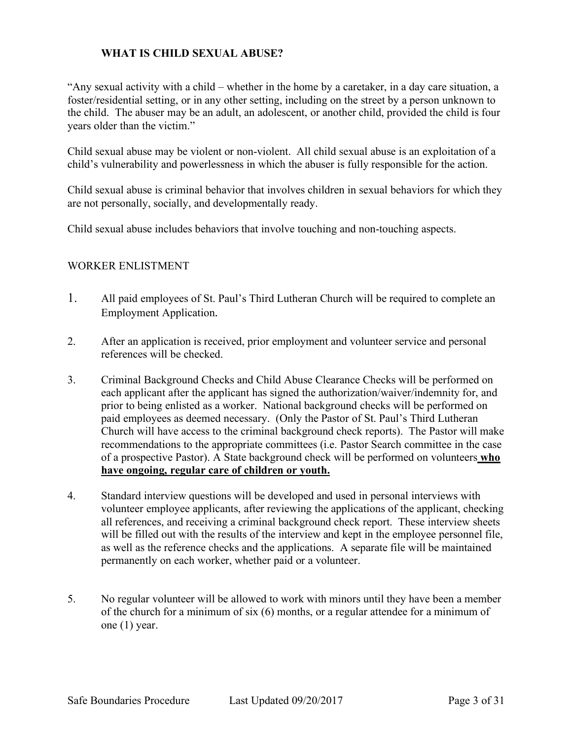## WHAT IS CHILD SEXUAL ABUSE?

"Any sexual activity with a child – whether in the home by a caretaker, in a day care situation, a foster/residential setting, or in any other setting, including on the street by a person unknown to the child. The abuser may be an adult, an adolescent, or another child, provided the child is four years older than the victim."

Child sexual abuse may be violent or non-violent. All child sexual abuse is an exploitation of a child's vulnerability and powerlessness in which the abuser is fully responsible for the action.

Child sexual abuse is criminal behavior that involves children in sexual behaviors for which they are not personally, socially, and developmentally ready.

Child sexual abuse includes behaviors that involve touching and non-touching aspects.

WORKER ENLISTMENT

1. All paid employees of St. Paul's Third Lutheran Church will be required to complete an Employment Application.

2. After an application is received, prior employment and volunteer service and personal references will be checked.

3. Criminal Background Checks and Child Abuse Clearance Checks will be performed on each applicant after the applicant has signed the authorization/waiver/indemnity for, and prior to being enlisted as a worker. National background checks will be performed on paid employees as deemed necessary. (Only the Pastor of St. Paul's Third Lutheran Church will have access to the criminal background check reports). The Pastor will make recommendations to the appropriate committees (i.e. Pastor Search committee in the case of a prospective Pastor). A State background check will be performed on volunteers **who have ongoing, regular care of children or youth.**

4. Standard interview questions will be developed and used in personal interviews with volunteer employee applicants, after reviewing the applications of the applicant, checking all references, and receiving a criminal background check report. These interview sheets will be filled out with the results of the interview and kept in the employee personnel file, as well as the reference checks and the applications. A separate file will be maintained permanently on each worker, whether paid or a volunteer.

5. No regular volunteer will be allowed to work with minors until they have been a member of the church for a minimum of six (6) months, or a regular attendee for a minimum of one (1) year.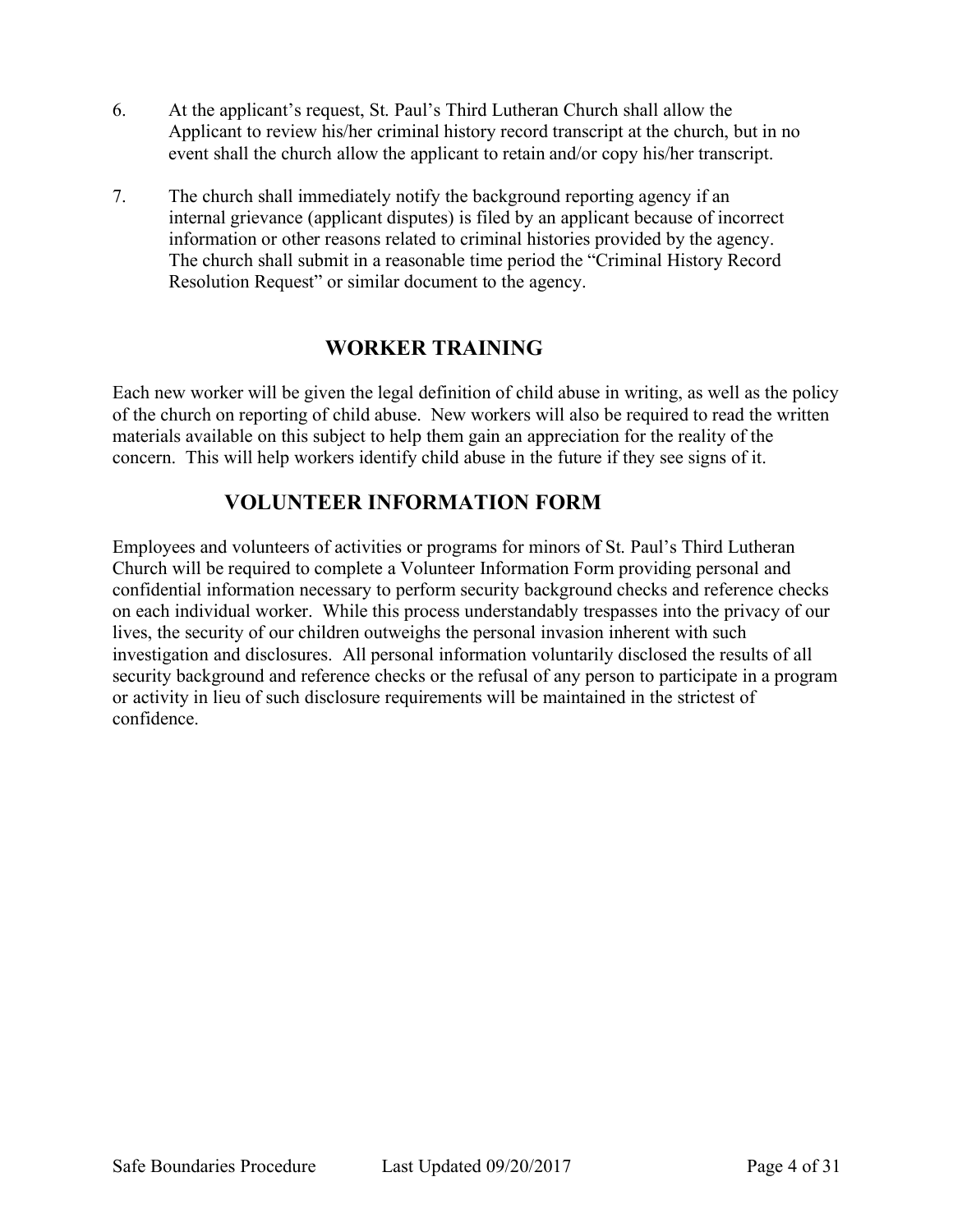6. At the applicant's request, St. Paul's Third Lutheran Church shall allow the Applicant to review his/her criminal history record transcript at the church, but in no event shall the church allow the applicant to retain and/or copy his/her transcript.

7. The church shall immediately notify the background reporting agency if an internal grievance (applicant disputes) is filed by an applicant because of incorrect information or other reasons related to criminal histories provided by the agency. The church shall submit in a reasonable time period the "Criminal History Record Resolution Request" or similar document to the agency.

## WORKER TRAINING

Each new worker will be given the legal definition of child abuse in writing, as well as the policy of the church on reporting of child abuse. New workers will also be required to read the written materials available on this subject to help them gain an appreciation for the reality of the concern. This will help workers identify child abuse in the future if they see signs of it.

## VOLUNTEER INFORMATION FORM

Employees and volunteers of activities or programs for minors of St. Paul's Third Lutheran Church will be required to complete a Volunteer Information Form providing personal and confidential information necessary to perform security background checks and reference checks on each individual worker. While this process understandably trespasses into the privacy of our lives, the security of our children outweighs the personal invasion inherent with such investigation and disclosures. All personal information voluntarily disclosed the results of all security background and reference checks or the refusal of any person to participate in a program or activity in lieu of such disclosure requirements will be maintained in the strictest of confidence.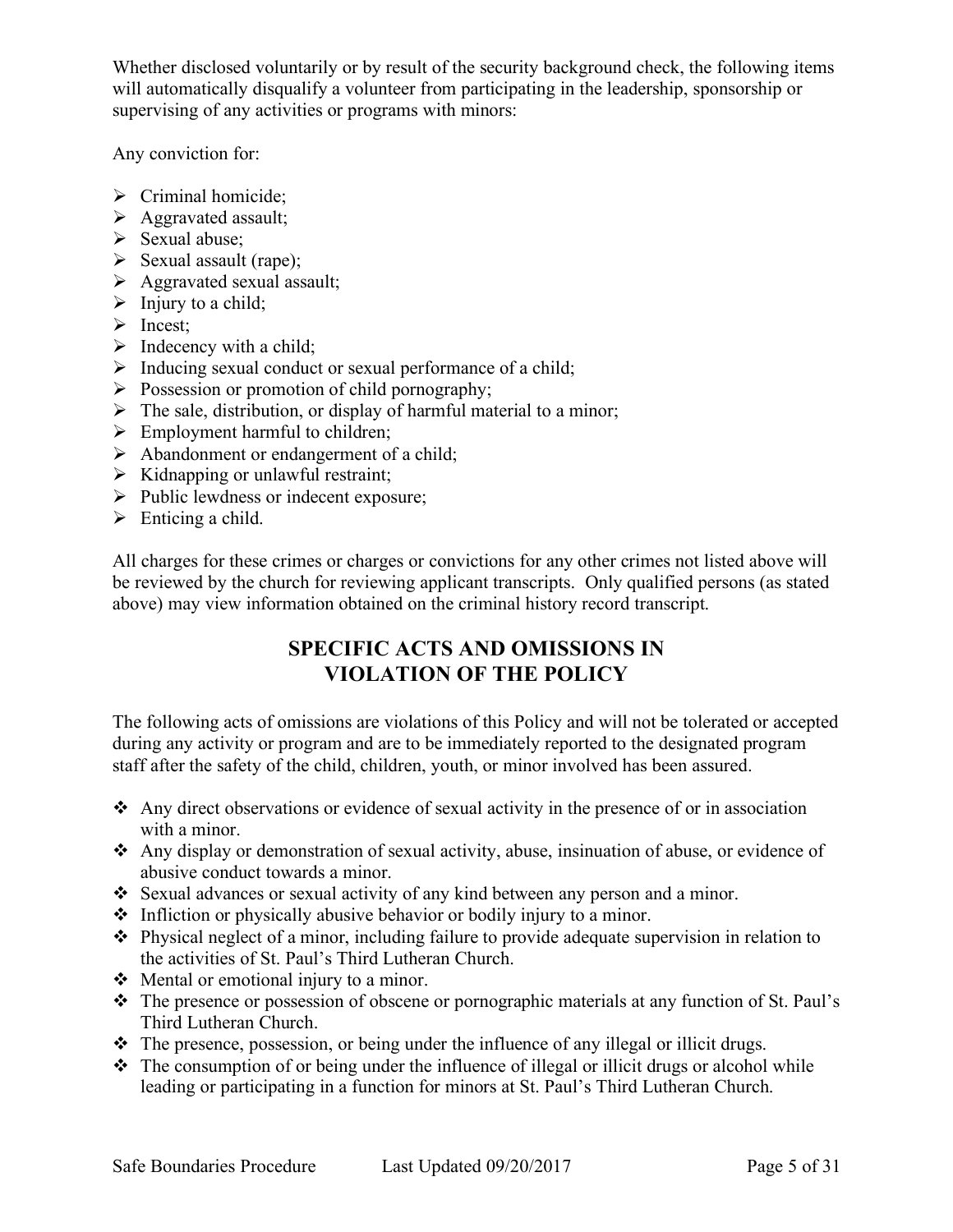Whether disclosed voluntarily or by result of the security background check, the following items will automatically disqualify a volunteer from participating in the leadership, sponsorship or supervising of any activities or programs with minors:

Any conviction for:

- Criminal homicide;
- Aggravated assault;
- Sexual abuse;
- Sexual assault (rape);
- Aggravated sexual assault;
- Injury to a child;
- Incest;
- Indecency with a child;
- Inducing sexual conduct or sexual performance of a child;
- Possession or promotion of child pornography;
- The sale, distribution, or display of harmful material to a minor;
- Employment harmful to children;
- Abandonment or endangerment of a child;
- Kidnapping or unlawful restraint;
- Public lewdness or indecent exposure;
- Enticing a child.

All charges for these crimes or charges or convictions for any other crimes not listed above will be reviewed by the church for reviewing applicant transcripts. Only qualified persons (as stated above) may view information obtained on the criminal history record transcript.

## SPECIFIC ACTS AND OMISSIONS IN VIOLATION OF THE POLICY

The following acts of omissions are violations of this Policy and will not be tolerated or accepted during any activity or program and are to be immediately reported to the designated program staff after the safety of the child, children, youth, or minor involved has been assured.

- Any direct observations or evidence of sexual activity in the presence of or in association with a minor.
- Any display or demonstration of sexual activity, abuse, insinuation of abuse, or evidence of abusive conduct towards a minor.
- Sexual advances or sexual activity of any kind between any person and a minor.
- Infliction or physically abusive behavior or bodily injury to a minor.
- Physical neglect of a minor, including failure to provide adequate supervision in relation to the activities of St. Paul's Third Lutheran Church.
- Mental or emotional injury to a minor.
- The presence or possession of obscene or pornographic materials at any function of St. Paul's Third Lutheran Church.
- The presence, possession, or being under the influence of any illegal or illicit drugs.
- The consumption of or being under the influence of illegal or illicit drugs or alcohol while leading or participating in a function for minors at St. Paul's Third Lutheran Church.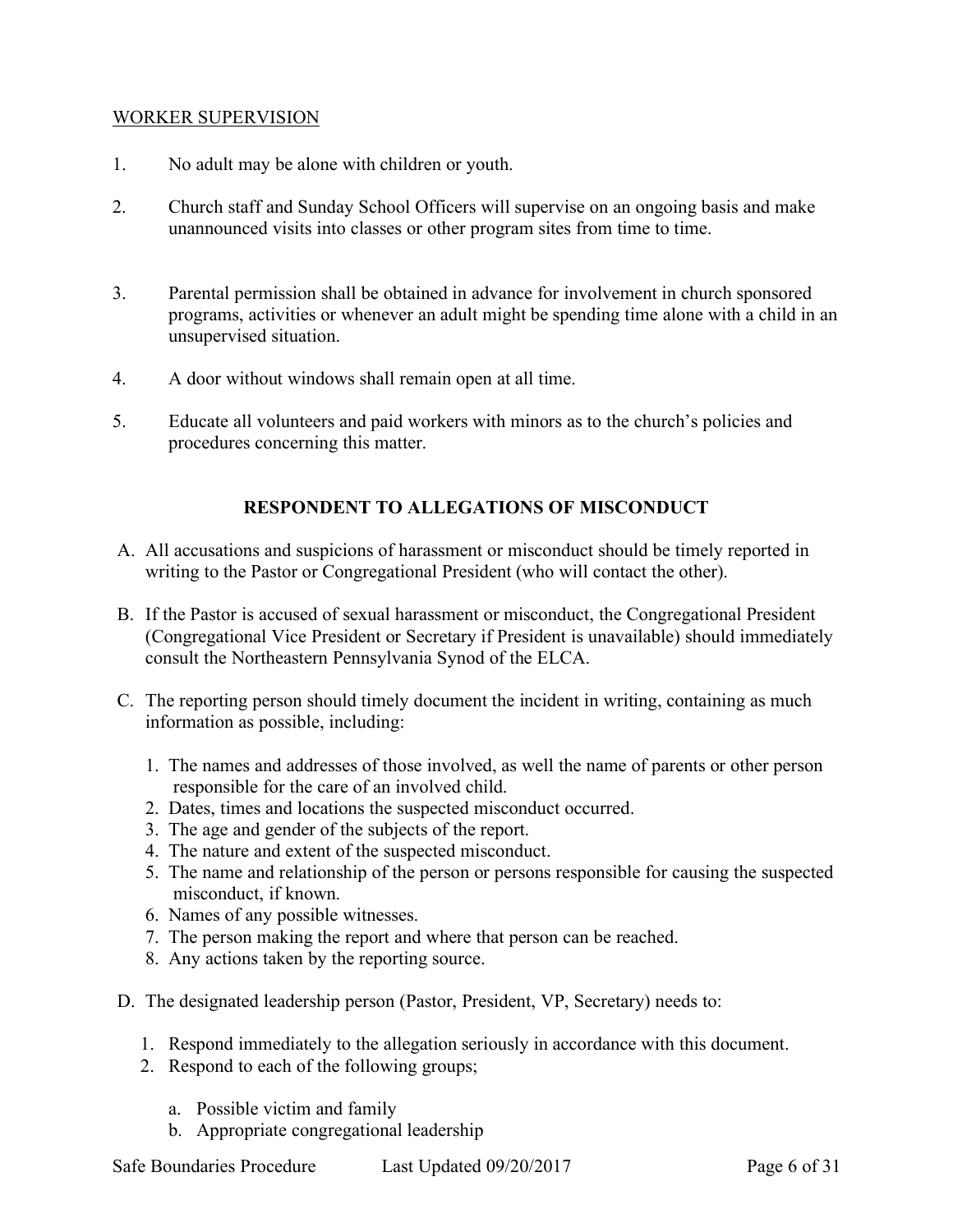<u>WORKER SUPERVISION</u>

1. No adult may be alone with children or youth.
2. Church staff and Sunday School Officers will supervise on an ongoing basis and make unannounced visits into classes or other program sites from time to time.
3. Parental permission shall be obtained in advance for involvement in church sponsored programs, activities or whenever an adult might be spending time alone with a child in an unsupervised situation.
4. A door without windows shall remain open at all time.
5. Educate all volunteers and paid workers with minors as to the church's policies and procedures concerning this matter.

## RESPONDENT TO ALLEGATIONS OF MISCONDUCT

A. All accusations and suspicions of harassment or misconduct should be timely reported in writing to the Pastor or Congregational President (who will contact the other).

B. If the Pastor is accused of sexual harassment or misconduct, the Congregational President (Congregational Vice President or Secretary if President is unavailable) should immediately consult the Northeastern Pennsylvania Synod of the ELCA.

C. The reporting person should timely document the incident in writing, containing as much information as possible, including:

1. The names and addresses of those involved, as well the name of parents or other person responsible for the care of an involved child.
2. Dates, times and locations the suspected misconduct occurred.
3. The age and gender of the subjects of the report.
4. The nature and extent of the suspected misconduct.
5. The name and relationship of the person or persons responsible for causing the suspected misconduct, if known.
6. Names of any possible witnesses.
7. The person making the report and where that person can be reached.
8. Any actions taken by the reporting source.

D. The designated leadership person (Pastor, President, VP, Secretary) needs to:

1. Respond immediately to the allegation seriously in accordance with this document.
2. Respond to each of the following groups;

   a. Possible victim and family
   b. Appropriate congregational leadership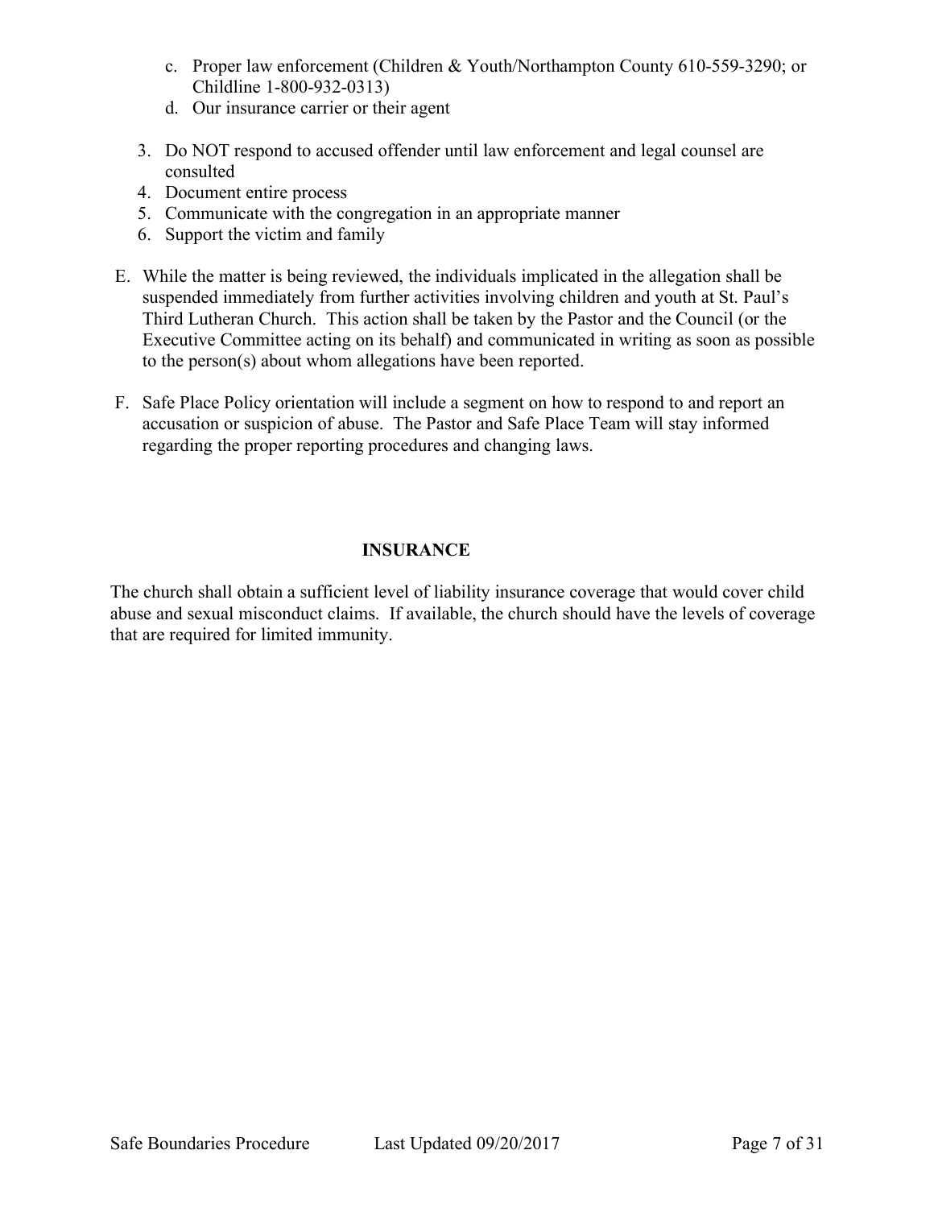c. Proper law enforcement (Children & Youth/Northampton County 610-559-3290; or Childline 1-800-932-0313)
   d. Our insurance carrier or their agent

3. Do NOT respond to accused offender until law enforcement and legal counsel are consulted
4. Document entire process
5. Communicate with the congregation in an appropriate manner
6. Support the victim and family

E. While the matter is being reviewed, the individuals implicated in the allegation shall be suspended immediately from further activities involving children and youth at St. Paul's Third Lutheran Church. This action shall be taken by the Pastor and the Council (or the Executive Committee acting on its behalf) and communicated in writing as soon as possible to the person(s) about whom allegations have been reported.

F. Safe Place Policy orientation will include a segment on how to respond to and report an accusation or suspicion of abuse. The Pastor and Safe Place Team will stay informed regarding the proper reporting procedures and changing laws.

## INSURANCE

The church shall obtain a sufficient level of liability insurance coverage that would cover child abuse and sexual misconduct claims. If available, the church should have the levels of coverage that are required for limited immunity.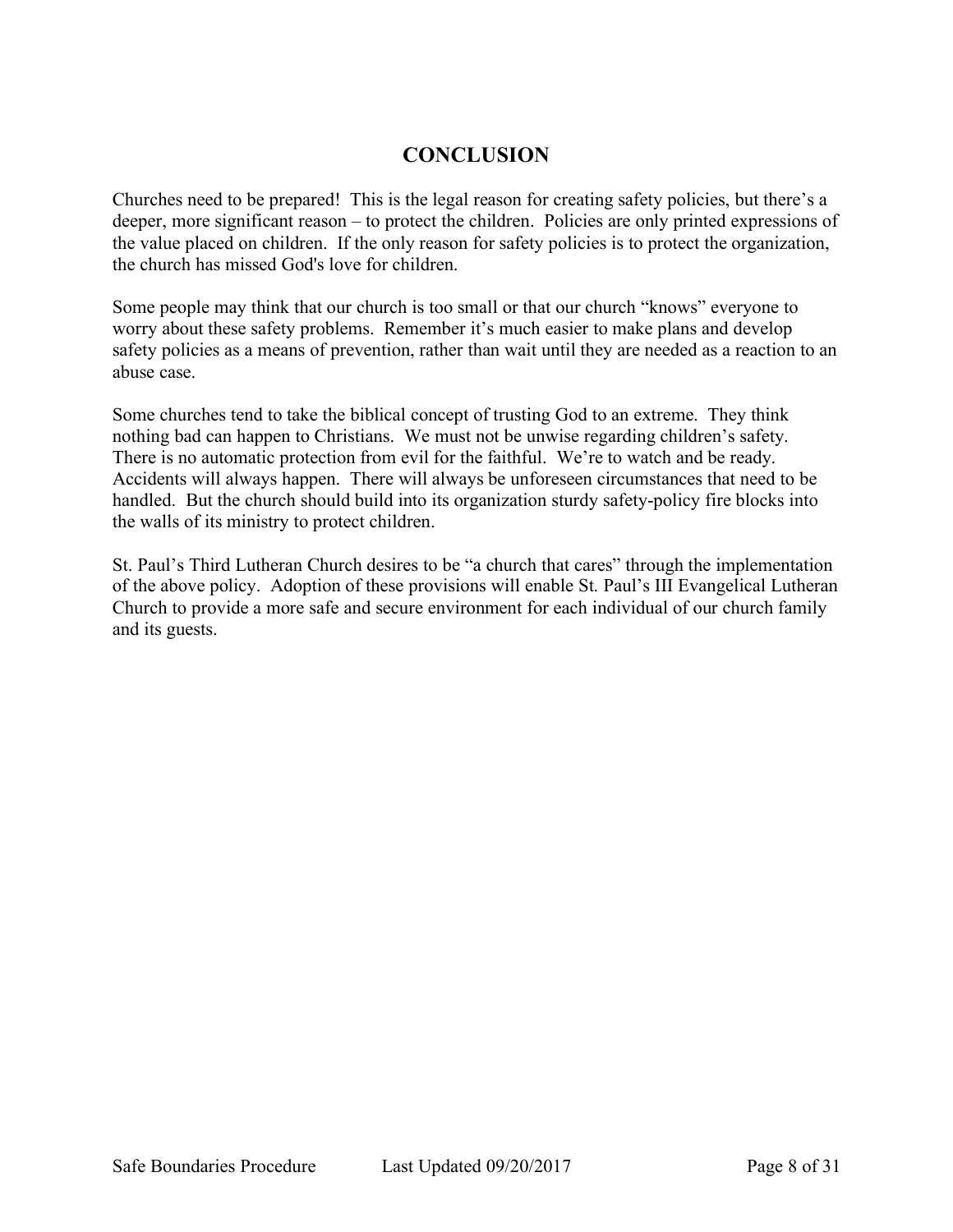## CONCLUSION

Churches need to be prepared! This is the legal reason for creating safety policies, but there's a deeper, more significant reason – to protect the children. Policies are only printed expressions of the value placed on children. If the only reason for safety policies is to protect the organization, the church has missed God's love for children.

Some people may think that our church is too small or that our church "knows" everyone to worry about these safety problems. Remember it's much easier to make plans and develop safety policies as a means of prevention, rather than wait until they are needed as a reaction to an abuse case.

Some churches tend to take the biblical concept of trusting God to an extreme. They think nothing bad can happen to Christians. We must not be unwise regarding children's safety. There is no automatic protection from evil for the faithful. We're to watch and be ready. Accidents will always happen. There will always be unforeseen circumstances that need to be handled. But the church should build into its organization sturdy safety-policy fire blocks into the walls of its ministry to protect children.

St. Paul's Third Lutheran Church desires to be "a church that cares" through the implementation of the above policy. Adoption of these provisions will enable St. Paul's III Evangelical Lutheran Church to provide a more safe and secure environment for each individual of our church family and its guests.